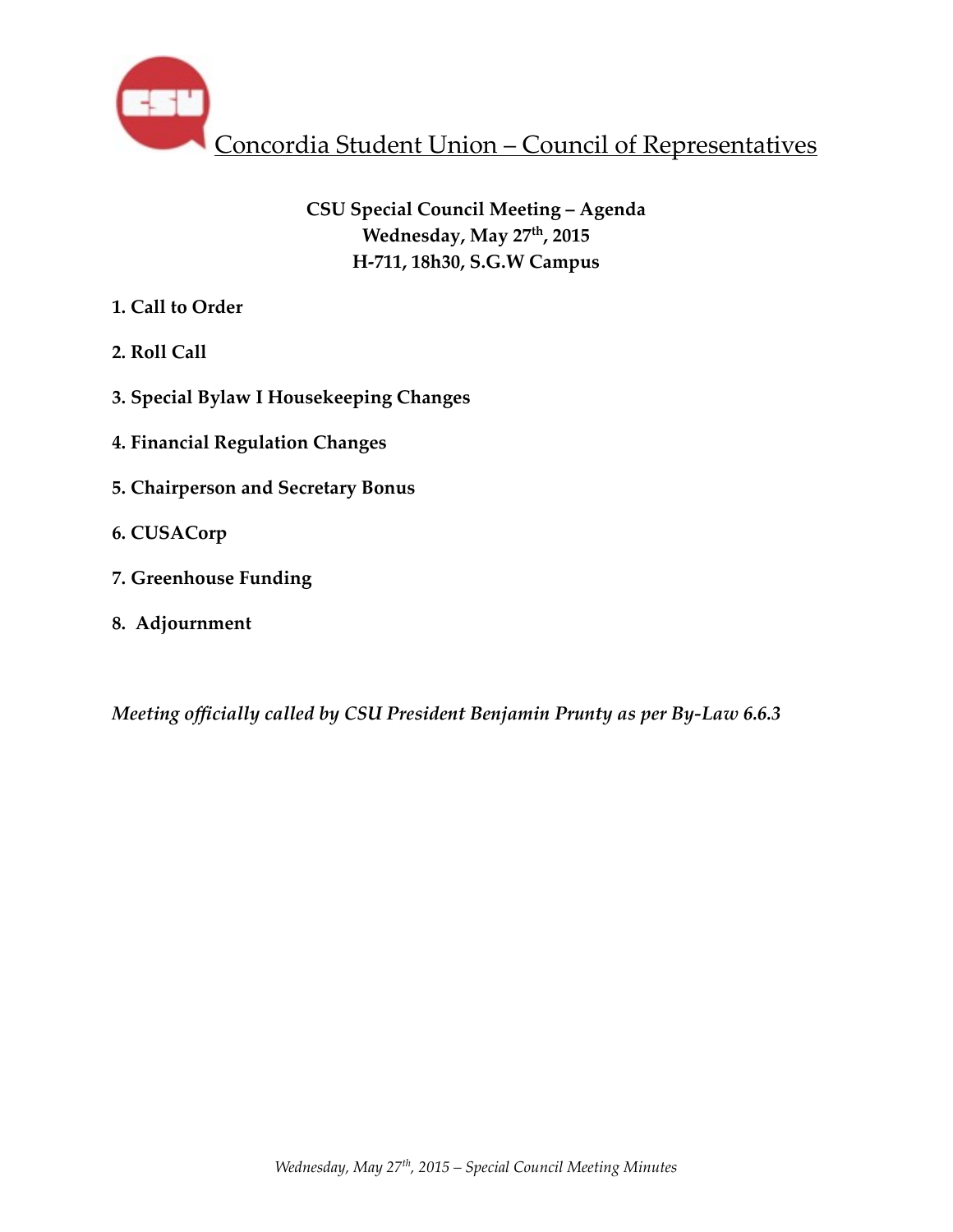# Concordia Student Union – Council of Representatives

**CSU Special Council Meeting – Agenda**
**Wednesday, May 27th, 2015**
**H-711, 18h30, S.G.W Campus**

**1. Call to Order**

**2. Roll Call**

**3. Special Bylaw I Housekeeping Changes**

**4. Financial Regulation Changes**

**5. Chairperson and Secretary Bonus**

**6. CUSACorp**

**7. Greenhouse Funding**

**8. Adjournment**

***Meeting officially called by CSU President Benjamin Prunty as per By-Law 6.6.3***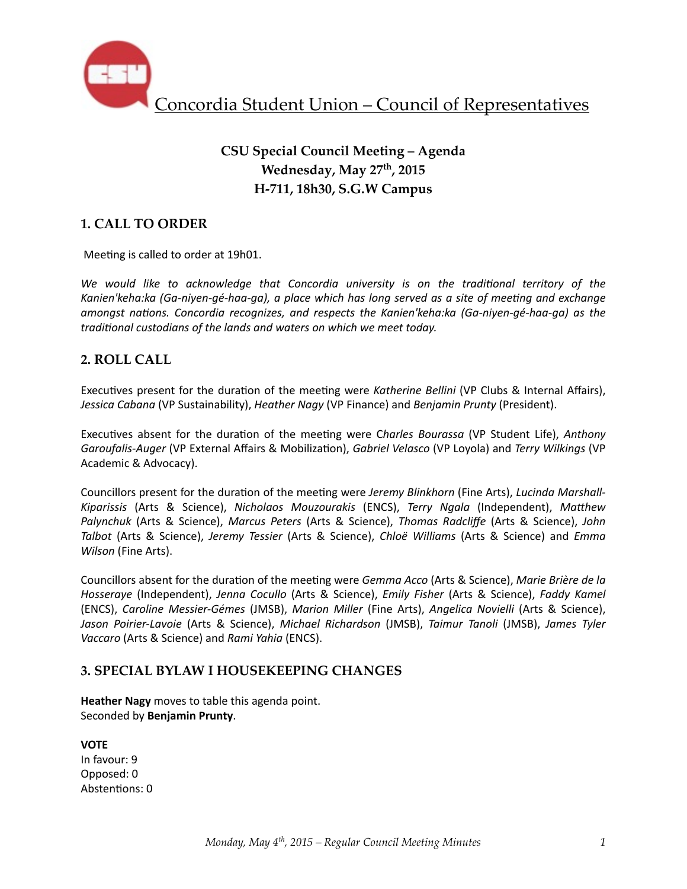Concordia Student Union – Council of Representatives

**CSU Special Council Meeting – Agenda**
**Wednesday, May 27th, 2015**
**H-711, 18h30, S.G.W Campus**

## 1. CALL TO ORDER

Meeting is called to order at 19h01.

*We would like to acknowledge that Concordia university is on the traditional territory of the Kanien'keha:ka (Ga-niyen-gé-haa-ga), a place which has long served as a site of meeting and exchange amongst nations. Concordia recognizes, and respects the Kanien'keha:ka (Ga-niyen-gé-haa-ga) as the traditional custodians of the lands and waters on which we meet today.*

## 2. ROLL CALL

Executives present for the duration of the meeting were *Katherine Bellini* (VP Clubs & Internal Affairs), *Jessica Cabana* (VP Sustainability), *Heather Nagy* (VP Finance) and *Benjamin Prunty* (President).

Executives absent for the duration of the meeting were C*harles Bourassa* (VP Student Life), *Anthony Garoufalis-Auger* (VP External Affairs & Mobilization), *Gabriel Velasco* (VP Loyola) and *Terry Wilkings* (VP Academic & Advocacy).

Councillors present for the duration of the meeting were *Jeremy Blinkhorn* (Fine Arts), *Lucinda Marshall-Kiparissis* (Arts & Science), *Nicholaos Mouzourakis* (ENCS), *Terry Ngala* (Independent), *Matthew Palynchuk* (Arts & Science), *Marcus Peters* (Arts & Science), *Thomas Radcliffe* (Arts & Science), *John Talbot* (Arts & Science), *Jeremy Tessier* (Arts & Science), *Chloë Williams* (Arts & Science) and *Emma Wilson* (Fine Arts).

Councillors absent for the duration of the meeting were *Gemma Acco* (Arts & Science), *Marie Brière de la Hosseraye* (Independent), *Jenna Cocullo* (Arts & Science), *Emily Fisher* (Arts & Science), *Faddy Kamel* (ENCS), *Caroline Messier-Gémes* (JMSB), *Marion Miller* (Fine Arts), *Angelica Novielli* (Arts & Science), *Jason Poirier-Lavoie* (Arts & Science), *Michael Richardson* (JMSB), *Taimur Tanoli* (JMSB), *James Tyler Vaccaro* (Arts & Science) and *Rami Yahia* (ENCS).

## 3. SPECIAL BYLAW I HOUSEKEEPING CHANGES

**Heather Nagy** moves to table this agenda point.
Seconded by **Benjamin Prunty**.

**VOTE**
In favour: 9
Opposed: 0
Abstentions: 0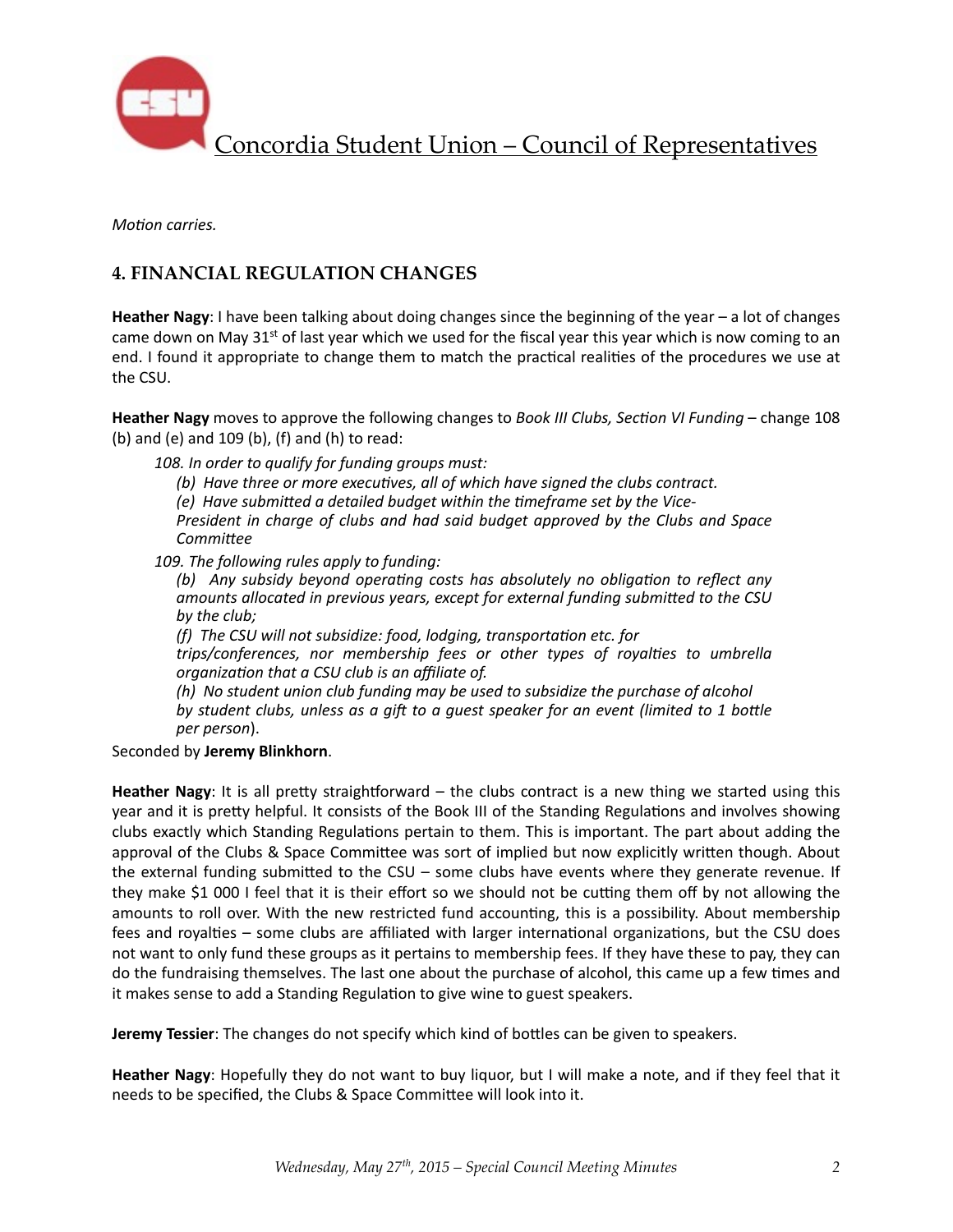*Motion carries.*

## 4. FINANCIAL REGULATION CHANGES

**Heather Nagy**: I have been talking about doing changes since the beginning of the year – a lot of changes came down on May 31st of last year which we used for the fiscal year this year which is now coming to an end. I found it appropriate to change them to match the practical realities of the procedures we use at the CSU.

**Heather Nagy** moves to approve the following changes to *Book III Clubs, Section VI Funding* – change 108 (b) and (e) and 109 (b), (f) and (h) to read:

> *108. In order to qualify for funding groups must:*
>
> *(b) Have three or more executives, all of which have signed the clubs contract.*
>
> *(e) Have submitted a detailed budget within the timeframe set by the Vice-President in charge of clubs and had said budget approved by the Clubs and Space Committee*
>
> *109. The following rules apply to funding:*
>
> *(b) Any subsidy beyond operating costs has absolutely no obligation to reflect any amounts allocated in previous years, except for external funding submitted to the CSU by the club;*
>
> *(f) The CSU will not subsidize: food, lodging, transportation etc. for trips/conferences, nor membership fees or other types of royalties to umbrella organization that a CSU club is an affiliate of.*
>
> *(h) No student union club funding may be used to subsidize the purchase of alcohol by student clubs, unless as a gift to a guest speaker for an event (limited to 1 bottle per person*).

Seconded by **Jeremy Blinkhorn**.

**Heather Nagy**: It is all pretty straightforward – the clubs contract is a new thing we started using this year and it is pretty helpful. It consists of the Book III of the Standing Regulations and involves showing clubs exactly which Standing Regulations pertain to them. This is important. The part about adding the approval of the Clubs & Space Committee was sort of implied but now explicitly written though. About the external funding submitted to the CSU – some clubs have events where they generate revenue. If they make $1 000 I feel that it is their effort so we should not be cutting them off by not allowing the amounts to roll over. With the new restricted fund accounting, this is a possibility. About membership fees and royalties – some clubs are affiliated with larger international organizations, but the CSU does not want to only fund these groups as it pertains to membership fees. If they have these to pay, they can do the fundraising themselves. The last one about the purchase of alcohol, this came up a few times and it makes sense to add a Standing Regulation to give wine to guest speakers.

**Jeremy Tessier**: The changes do not specify which kind of bottles can be given to speakers.

**Heather Nagy**: Hopefully they do not want to buy liquor, but I will make a note, and if they feel that it needs to be specified, the Clubs & Space Committee will look into it.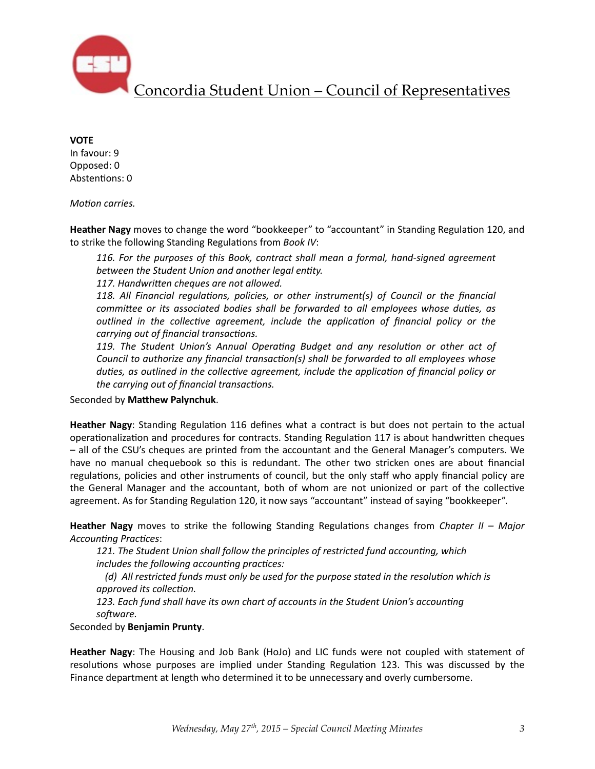**VOTE**
In favour: 9
Opposed: 0
Abstentions: 0

*Motion carries.*

**Heather Nagy** moves to change the word "bookkeeper" to "accountant" in Standing Regulation 120, and to strike the following Standing Regulations from *Book IV*:

> *116. For the purposes of this Book, contract shall mean a formal, hand-signed agreement between the Student Union and another legal entity.*
> *117. Handwritten cheques are not allowed.*
> *118. All Financial regulations, policies, or other instrument(s) of Council or the financial committee or its associated bodies shall be forwarded to all employees whose duties, as outlined in the collective agreement, include the application of financial policy or the carrying out of financial transactions.*
> *119. The Student Union's Annual Operating Budget and any resolution or other act of Council to authorize any financial transaction(s) shall be forwarded to all employees whose duties, as outlined in the collective agreement, include the application of financial policy or the carrying out of financial transactions.*

Seconded by **Matthew Palynchuk**.

**Heather Nagy**: Standing Regulation 116 defines what a contract is but does not pertain to the actual operationalization and procedures for contracts. Standing Regulation 117 is about handwritten cheques – all of the CSU's cheques are printed from the accountant and the General Manager's computers. We have no manual chequebook so this is redundant. The other two stricken ones are about financial regulations, policies and other instruments of council, but the only staff who apply financial policy are the General Manager and the accountant, both of whom are not unionized or part of the collective agreement. As for Standing Regulation 120, it now says "accountant" instead of saying "bookkeeper".

**Heather Nagy** moves to strike the following Standing Regulations changes from *Chapter II – Major Accounting Practices*:

> *121. The Student Union shall follow the principles of restricted fund accounting, which includes the following accounting practices:*
> *(d) All restricted funds must only be used for the purpose stated in the resolution which is approved its collection.*
> *123. Each fund shall have its own chart of accounts in the Student Union's accounting software.*

Seconded by **Benjamin Prunty**.

**Heather Nagy**: The Housing and Job Bank (HoJo) and LIC funds were not coupled with statement of resolutions whose purposes are implied under Standing Regulation 123. This was discussed by the Finance department at length who determined it to be unnecessary and overly cumbersome.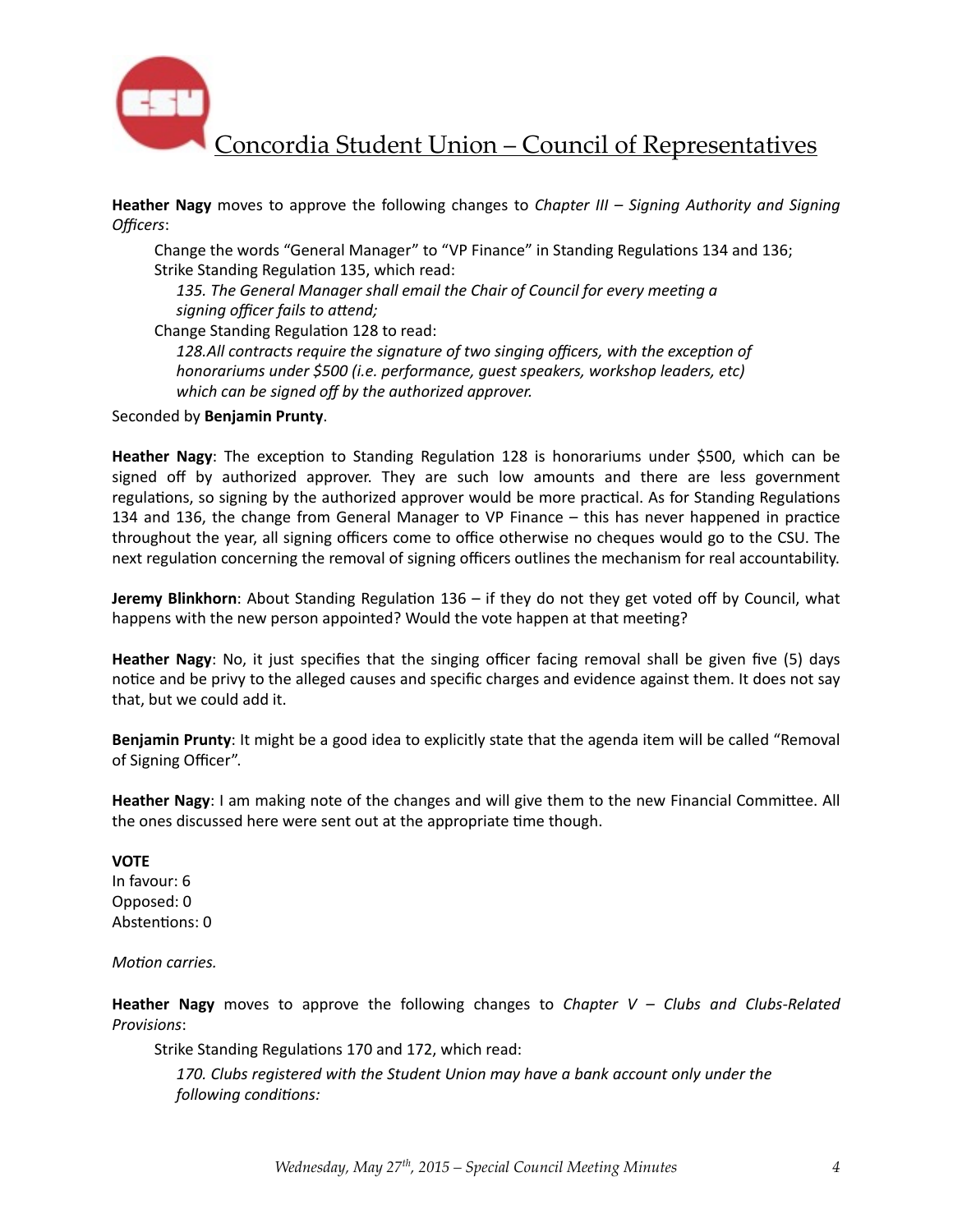**Heather Nagy** moves to approve the following changes to *Chapter III – Signing Authority and Signing Officers*:

> Change the words "General Manager" to "VP Finance" in Standing Regulations 134 and 136;
> Strike Standing Regulation 135, which read:
>
> > *135. The General Manager shall email the Chair of Council for every meeting a signing officer fails to attend;*
>
> Change Standing Regulation 128 to read:
>
> > *128.All contracts require the signature of two singing officers, with the exception of honorariums under $500 (i.e. performance, guest speakers, workshop leaders, etc) which can be signed off by the authorized approver.*

Seconded by **Benjamin Prunty**.

**Heather Nagy**: The exception to Standing Regulation 128 is honorariums under $500, which can be signed off by authorized approver. They are such low amounts and there are less government regulations, so signing by the authorized approver would be more practical. As for Standing Regulations 134 and 136, the change from General Manager to VP Finance – this has never happened in practice throughout the year, all signing officers come to office otherwise no cheques would go to the CSU. The next regulation concerning the removal of signing officers outlines the mechanism for real accountability.

**Jeremy Blinkhorn**: About Standing Regulation 136 – if they do not they get voted off by Council, what happens with the new person appointed? Would the vote happen at that meeting?

**Heather Nagy**: No, it just specifies that the singing officer facing removal shall be given five (5) days notice and be privy to the alleged causes and specific charges and evidence against them. It does not say that, but we could add it.

**Benjamin Prunty**: It might be a good idea to explicitly state that the agenda item will be called "Removal of Signing Officer".

**Heather Nagy**: I am making note of the changes and will give them to the new Financial Committee. All the ones discussed here were sent out at the appropriate time though.

**VOTE**
In favour: 6
Opposed: 0
Abstentions: 0

*Motion carries.*

**Heather Nagy** moves to approve the following changes to *Chapter V – Clubs and Clubs-Related Provisions*:

> Strike Standing Regulations 170 and 172, which read:
>
> > *170. Clubs registered with the Student Union may have a bank account only under the following conditions:*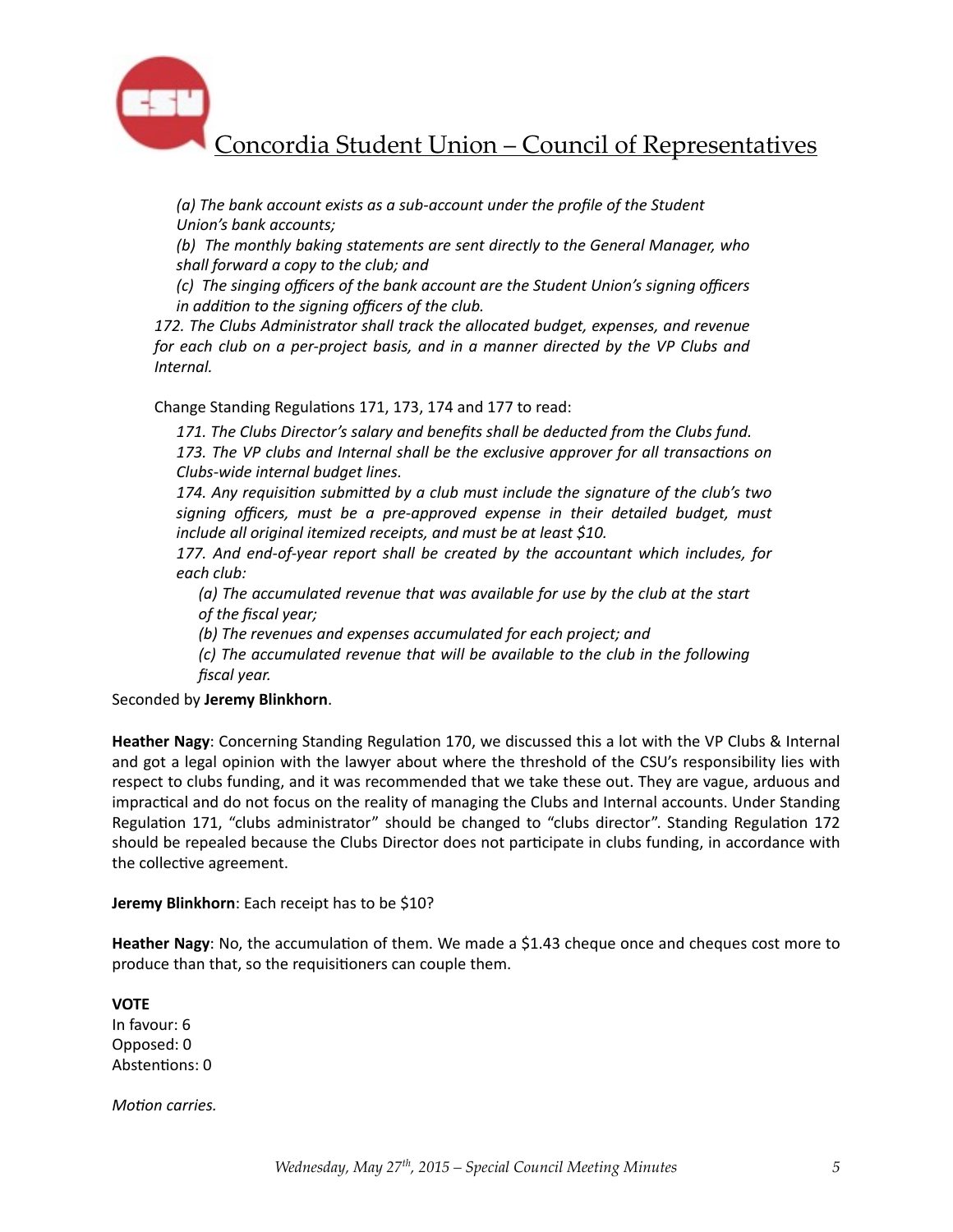*(a) The bank account exists as a sub-account under the profile of the Student Union's bank accounts;*

*(b) The monthly baking statements are sent directly to the General Manager, who shall forward a copy to the club; and*

*(c) The singing officers of the bank account are the Student Union's signing officers in addition to the signing officers of the club.*

*172. The Clubs Administrator shall track the allocated budget, expenses, and revenue for each club on a per-project basis, and in a manner directed by the VP Clubs and Internal.*

Change Standing Regulations 171, 173, 174 and 177 to read:

*171. The Clubs Director's salary and benefits shall be deducted from the Clubs fund.*

*173. The VP clubs and Internal shall be the exclusive approver for all transactions on Clubs-wide internal budget lines.*

*174. Any requisition submitted by a club must include the signature of the club's two signing officers, must be a pre-approved expense in their detailed budget, must include all original itemized receipts, and must be at least $10.*

*177. And end-of-year report shall be created by the accountant which includes, for each club:*

*(a) The accumulated revenue that was available for use by the club at the start of the fiscal year;*

*(b) The revenues and expenses accumulated for each project; and*

*(c) The accumulated revenue that will be available to the club in the following fiscal year.*

Seconded by **Jeremy Blinkhorn**.

**Heather Nagy**: Concerning Standing Regulation 170, we discussed this a lot with the VP Clubs & Internal and got a legal opinion with the lawyer about where the threshold of the CSU's responsibility lies with respect to clubs funding, and it was recommended that we take these out. They are vague, arduous and impractical and do not focus on the reality of managing the Clubs and Internal accounts. Under Standing Regulation 171, "clubs administrator" should be changed to "clubs director". Standing Regulation 172 should be repealed because the Clubs Director does not participate in clubs funding, in accordance with the collective agreement.

**Jeremy Blinkhorn**: Each receipt has to be $10?

**Heather Nagy**: No, the accumulation of them. We made a $1.43 cheque once and cheques cost more to produce than that, so the requisitioners can couple them.

**VOTE**

In favour: 6

Opposed: 0

Abstentions: 0

*Motion carries.*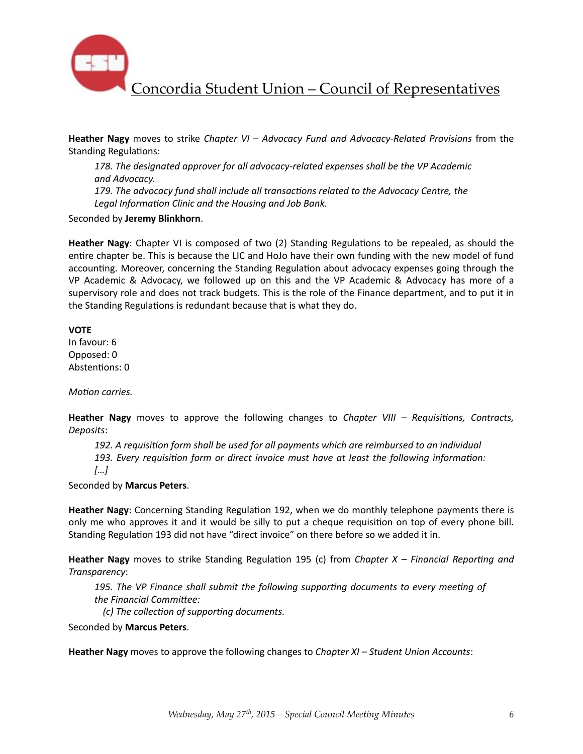**Heather Nagy** moves to strike *Chapter VI – Advocacy Fund and Advocacy-Related Provisions* from the Standing Regulations:

> *178. The designated approver for all advocacy-related expenses shall be the VP Academic and Advocacy.*
> *179. The advocacy fund shall include all transactions related to the Advocacy Centre, the Legal Information Clinic and the Housing and Job Bank.*

Seconded by **Jeremy Blinkhorn**.

**Heather Nagy**: Chapter VI is composed of two (2) Standing Regulations to be repealed, as should the entire chapter be. This is because the LIC and HoJo have their own funding with the new model of fund accounting. Moreover, concerning the Standing Regulation about advocacy expenses going through the VP Academic & Advocacy, we followed up on this and the VP Academic & Advocacy has more of a supervisory role and does not track budgets. This is the role of the Finance department, and to put it in the Standing Regulations is redundant because that is what they do.

**VOTE**
In favour: 6
Opposed: 0
Abstentions: 0

*Motion carries.*

**Heather Nagy** moves to approve the following changes to *Chapter VIII – Requisitions, Contracts, Deposits*:

> *192. A requisition form shall be used for all payments which are reimbursed to an individual*
> *193. Every requisition form or direct invoice must have at least the following information: […]*

Seconded by **Marcus Peters**.

**Heather Nagy**: Concerning Standing Regulation 192, when we do monthly telephone payments there is only me who approves it and it would be silly to put a cheque requisition on top of every phone bill. Standing Regulation 193 did not have "direct invoice" on there before so we added it in.

**Heather Nagy** moves to strike Standing Regulation 195 (c) from *Chapter X – Financial Reporting and Transparency*:

> *195. The VP Finance shall submit the following supporting documents to every meeting of the Financial Committee:*
> *(c) The collection of supporting documents.*

Seconded by **Marcus Peters**.

**Heather Nagy** moves to approve the following changes to *Chapter XI – Student Union Accounts*: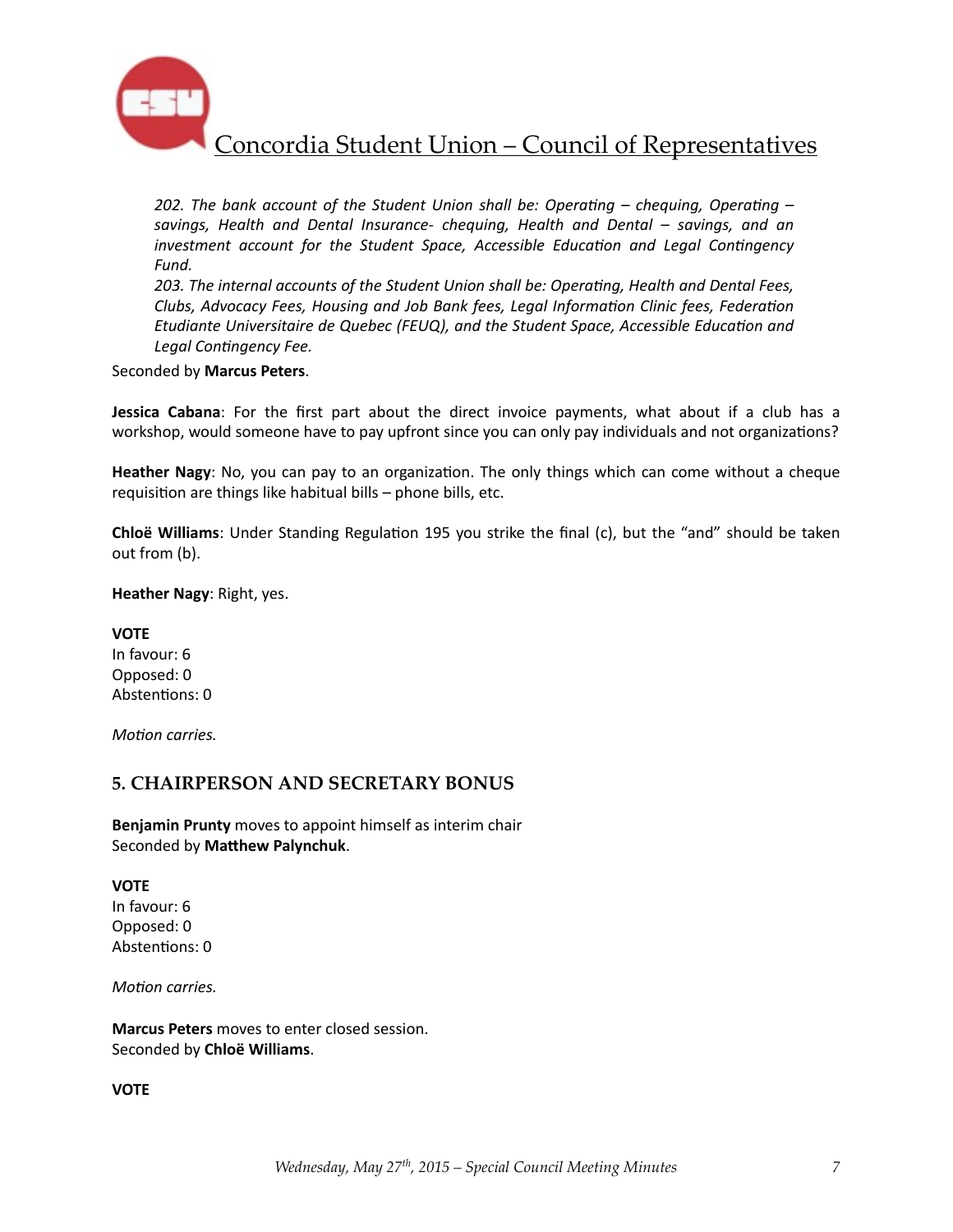*202. The bank account of the Student Union shall be: Operating – chequing, Operating – savings, Health and Dental Insurance- chequing, Health and Dental – savings, and an investment account for the Student Space, Accessible Education and Legal Contingency Fund.*

*203. The internal accounts of the Student Union shall be: Operating, Health and Dental Fees, Clubs, Advocacy Fees, Housing and Job Bank fees, Legal Information Clinic fees, Federation Etudiante Universitaire de Quebec (FEUQ), and the Student Space, Accessible Education and Legal Contingency Fee.*

Seconded by **Marcus Peters**.

**Jessica Cabana**: For the first part about the direct invoice payments, what about if a club has a workshop, would someone have to pay upfront since you can only pay individuals and not organizations?

**Heather Nagy**: No, you can pay to an organization. The only things which can come without a cheque requisition are things like habitual bills – phone bills, etc.

**Chloë Williams**: Under Standing Regulation 195 you strike the final (c), but the "and" should be taken out from (b).

**Heather Nagy**: Right, yes.

**VOTE**
In favour: 6
Opposed: 0
Abstentions: 0

*Motion carries.*

## 5. CHAIRPERSON AND SECRETARY BONUS

**Benjamin Prunty** moves to appoint himself as interim chair
Seconded by **Matthew Palynchuk**.

**VOTE**
In favour: 6
Opposed: 0
Abstentions: 0

*Motion carries.*

**Marcus Peters** moves to enter closed session.
Seconded by **Chloë Williams**.

**VOTE**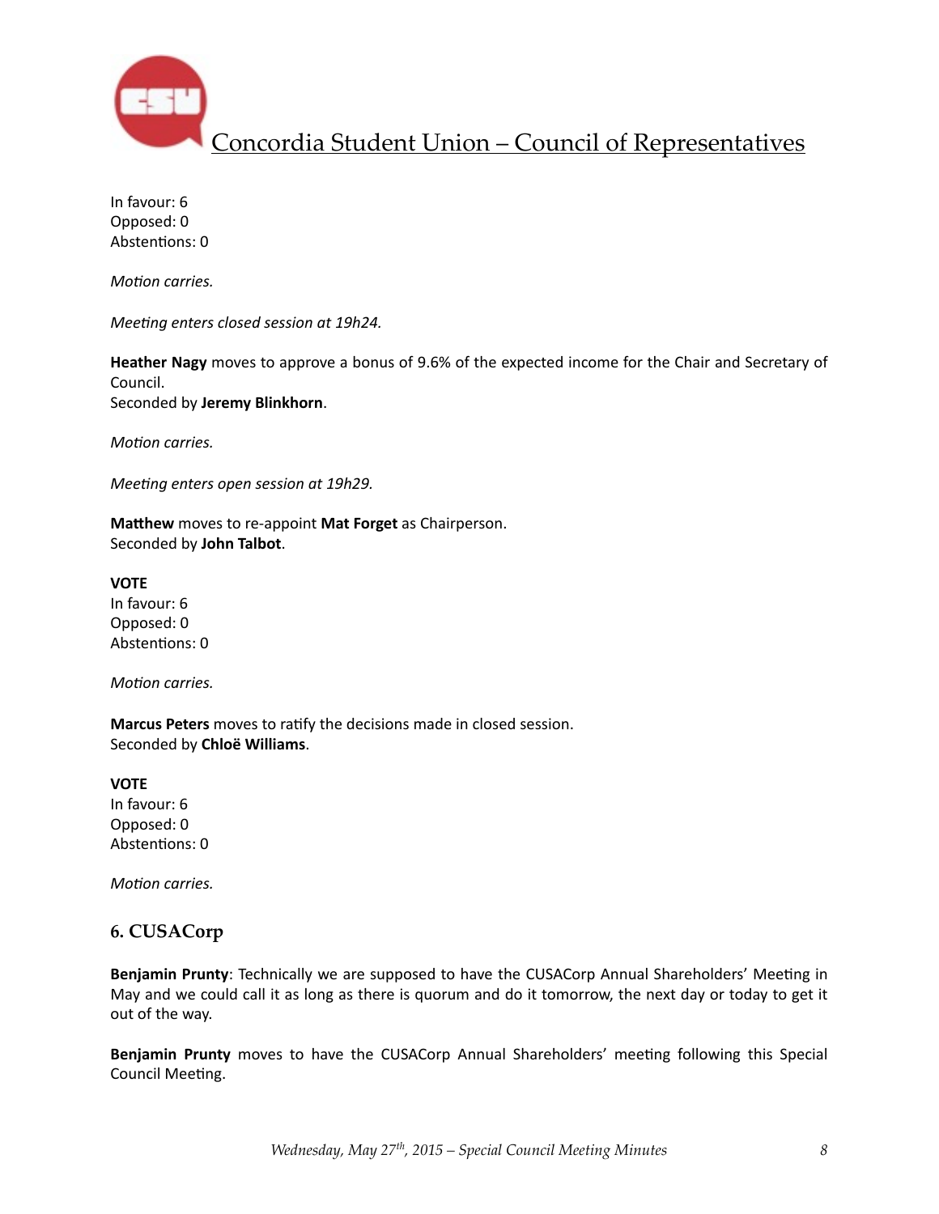In favour: 6
Opposed: 0
Abstentions: 0

*Motion carries.*

*Meeting enters closed session at 19h24.*

**Heather Nagy** moves to approve a bonus of 9.6% of the expected income for the Chair and Secretary of Council.
Seconded by **Jeremy Blinkhorn**.

*Motion carries.*

*Meeting enters open session at 19h29.*

**Matthew** moves to re-appoint **Mat Forget** as Chairperson.
Seconded by **John Talbot**.

**VOTE**
In favour: 6
Opposed: 0
Abstentions: 0

*Motion carries.*

**Marcus Peters** moves to ratify the decisions made in closed session.
Seconded by **Chloë Williams**.

**VOTE**
In favour: 6
Opposed: 0
Abstentions: 0

*Motion carries.*

## 6. CUSACorp

**Benjamin Prunty**: Technically we are supposed to have the CUSACorp Annual Shareholders' Meeting in May and we could call it as long as there is quorum and do it tomorrow, the next day or today to get it out of the way.

**Benjamin Prunty** moves to have the CUSACorp Annual Shareholders' meeting following this Special Council Meeting.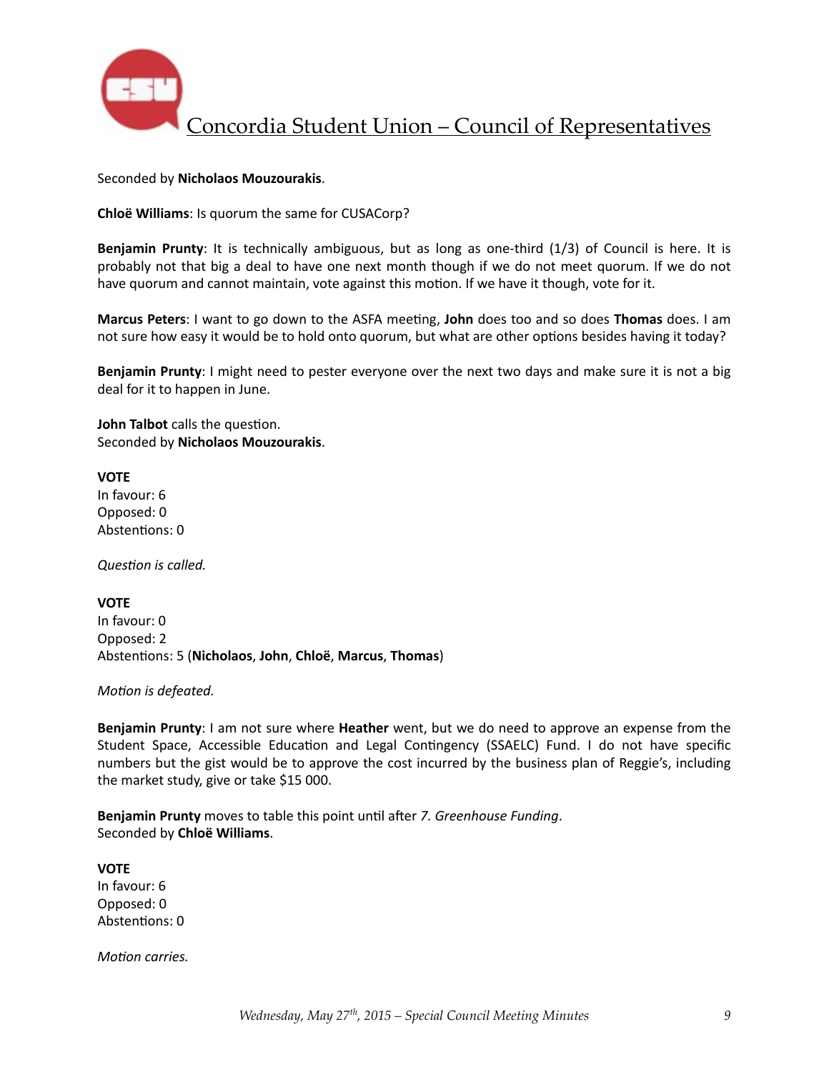Seconded by **Nicholaos Mouzourakis**.

**Chloë Williams**: Is quorum the same for CUSACorp?

**Benjamin Prunty**: It is technically ambiguous, but as long as one-third (1/3) of Council is here. It is probably not that big a deal to have one next month though if we do not meet quorum. If we do not have quorum and cannot maintain, vote against this motion. If we have it though, vote for it.

**Marcus Peters**: I want to go down to the ASFA meeting, **John** does too and so does **Thomas** does. I am not sure how easy it would be to hold onto quorum, but what are other options besides having it today?

**Benjamin Prunty**: I might need to pester everyone over the next two days and make sure it is not a big deal for it to happen in June.

**John Talbot** calls the question.
Seconded by **Nicholaos Mouzourakis**.

**VOTE**
In favour: 6
Opposed: 0
Abstentions: 0

*Question is called.*

**VOTE**
In favour: 0
Opposed: 2
Abstentions: 5 (**Nicholaos**, **John**, **Chloë**, **Marcus**, **Thomas**)

*Motion is defeated.*

**Benjamin Prunty**: I am not sure where **Heather** went, but we do need to approve an expense from the Student Space, Accessible Education and Legal Contingency (SSAELC) Fund. I do not have specific numbers but the gist would be to approve the cost incurred by the business plan of Reggie's, including the market study, give or take $15 000.

**Benjamin Prunty** moves to table this point until after *7. Greenhouse Funding*.
Seconded by **Chloë Williams**.

**VOTE**
In favour: 6
Opposed: 0
Abstentions: 0

*Motion carries.*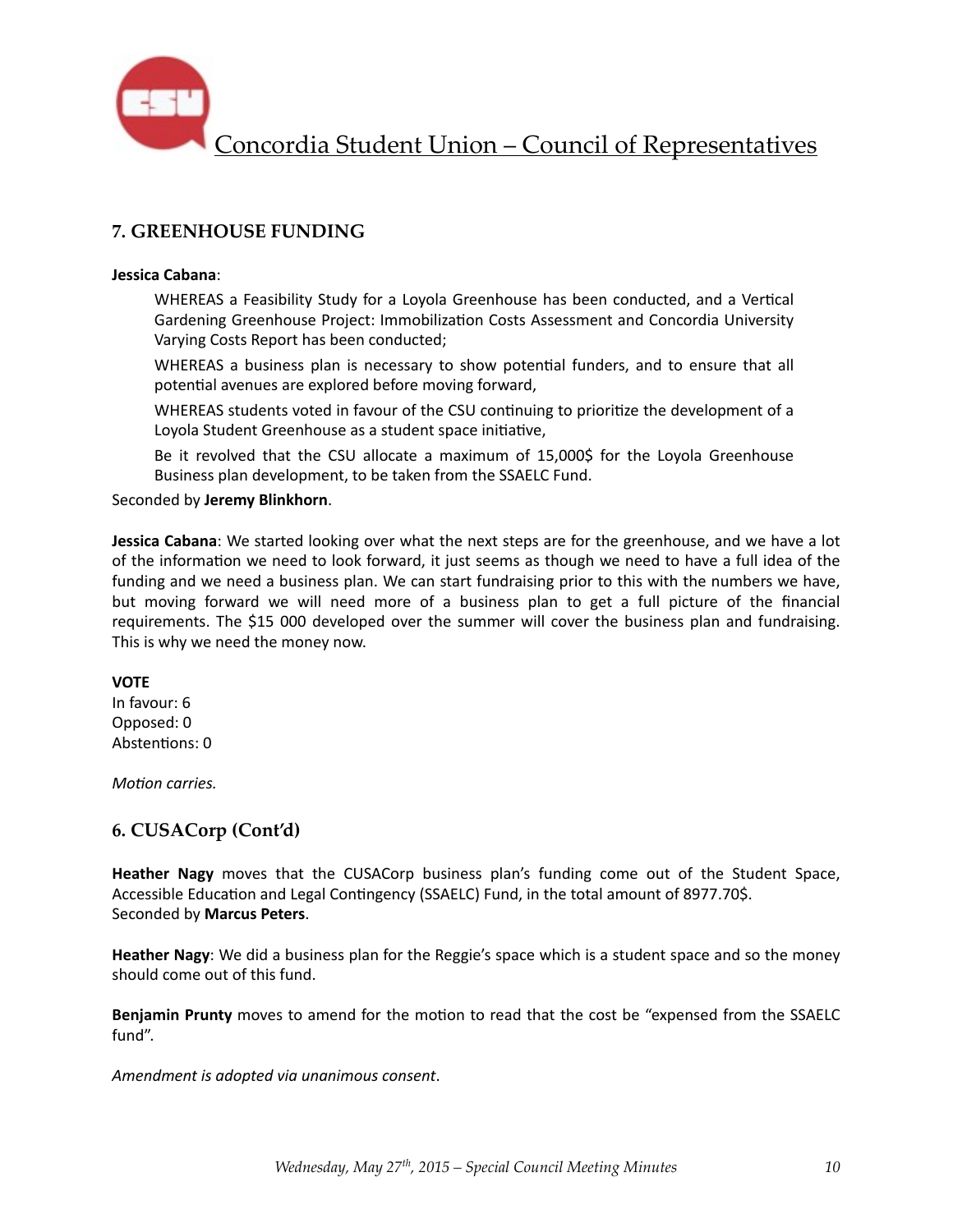## 7. GREENHOUSE FUNDING

**Jessica Cabana**:

> WHEREAS a Feasibility Study for a Loyola Greenhouse has been conducted, and a Vertical Gardening Greenhouse Project: Immobilization Costs Assessment and Concordia University Varying Costs Report has been conducted;
>
> WHEREAS a business plan is necessary to show potential funders, and to ensure that all potential avenues are explored before moving forward,
>
> WHEREAS students voted in favour of the CSU continuing to prioritize the development of a Loyola Student Greenhouse as a student space initiative,
>
> Be it revolved that the CSU allocate a maximum of 15,000$ for the Loyola Greenhouse Business plan development, to be taken from the SSAELC Fund.

Seconded by **Jeremy Blinkhorn**.

**Jessica Cabana**: We started looking over what the next steps are for the greenhouse, and we have a lot of the information we need to look forward, it just seems as though we need to have a full idea of the funding and we need a business plan. We can start fundraising prior to this with the numbers we have, but moving forward we will need more of a business plan to get a full picture of the financial requirements. The $15 000 developed over the summer will cover the business plan and fundraising. This is why we need the money now.

**VOTE**
In favour: 6
Opposed: 0
Abstentions: 0

*Motion carries.*

## 6. CUSACorp (Cont'd)

**Heather Nagy** moves that the CUSACorp business plan's funding come out of the Student Space, Accessible Education and Legal Contingency (SSAELC) Fund, in the total amount of 8977.70$.
Seconded by **Marcus Peters**.

**Heather Nagy**: We did a business plan for the Reggie's space which is a student space and so the money should come out of this fund.

**Benjamin Prunty** moves to amend for the motion to read that the cost be "expensed from the SSAELC fund".

*Amendment is adopted via unanimous consent*.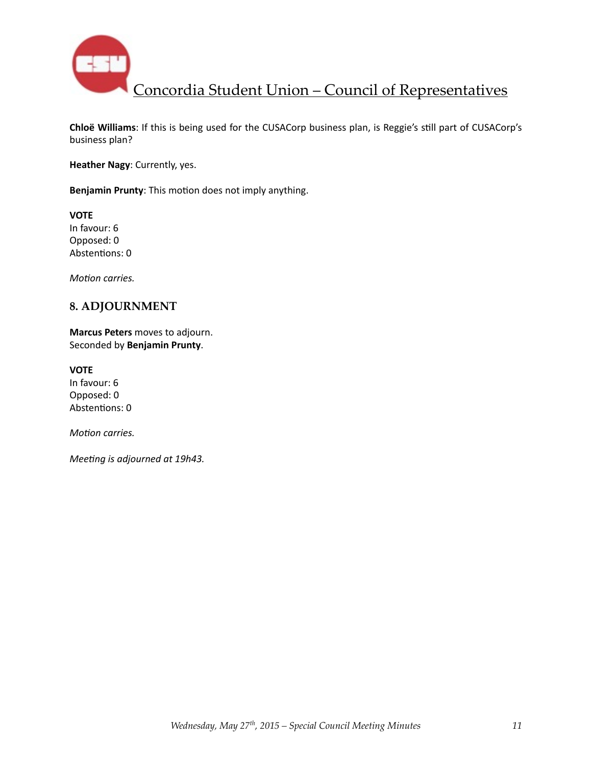**Chloë Williams**: If this is being used for the CUSACorp business plan, is Reggie's still part of CUSACorp's business plan?

**Heather Nagy**: Currently, yes.

**Benjamin Prunty**: This motion does not imply anything.

**VOTE**
In favour: 6
Opposed: 0
Abstentions: 0

*Motion carries.*

## 8. ADJOURNMENT

**Marcus Peters** moves to adjourn.
Seconded by **Benjamin Prunty**.

**VOTE**
In favour: 6
Opposed: 0
Abstentions: 0

*Motion carries.*

*Meeting is adjourned at 19h43.*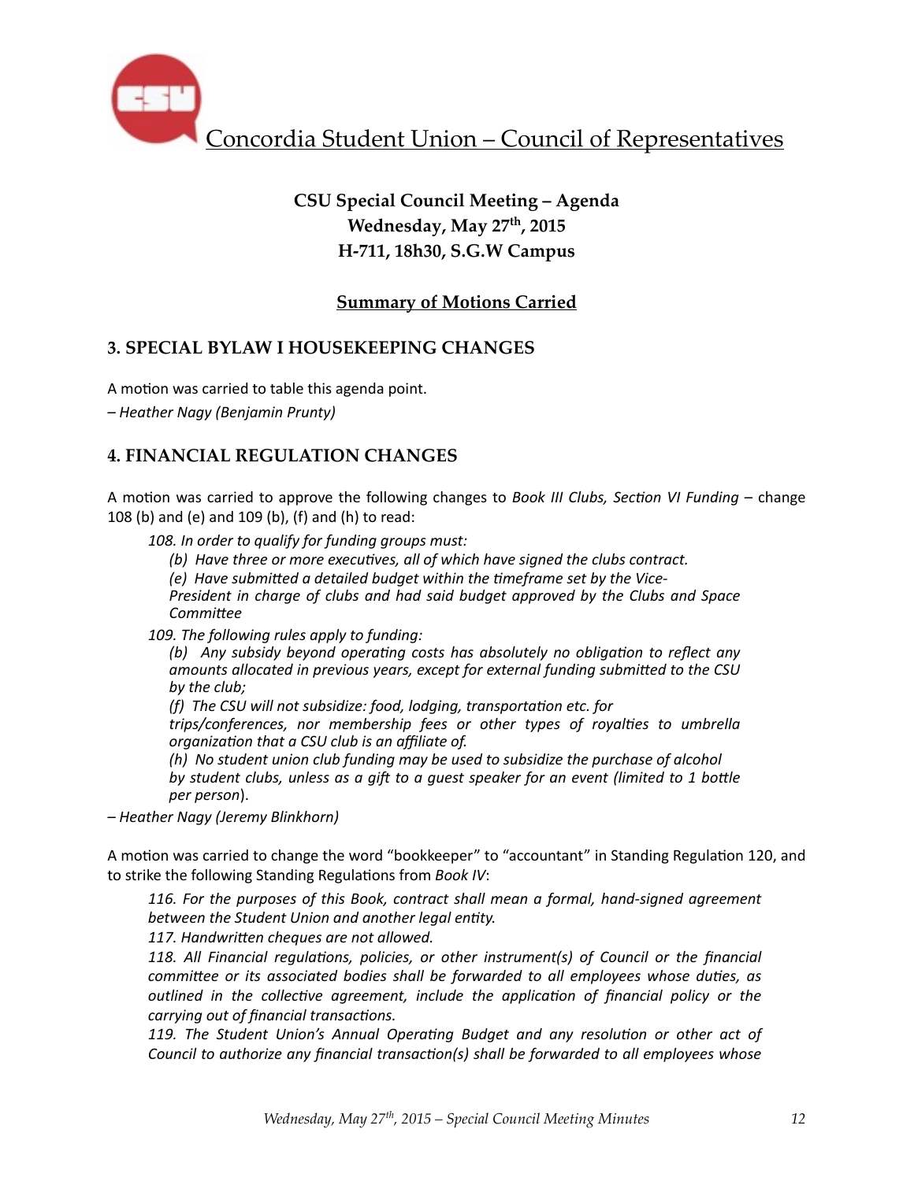Concordia Student Union – Council of Representatives

**CSU Special Council Meeting – Agenda**
**Wednesday, May 27th, 2015**
**H-711, 18h30, S.G.W Campus**

**Summary of Motions Carried**

## 3. SPECIAL BYLAW I HOUSEKEEPING CHANGES

A motion was carried to table this agenda point.

*– Heather Nagy (Benjamin Prunty)*

## 4. FINANCIAL REGULATION CHANGES

A motion was carried to approve the following changes to *Book III Clubs, Section VI Funding* – change 108 (b) and (e) and 109 (b), (f) and (h) to read:

> *108. In order to qualify for funding groups must:*
>
> *(b) Have three or more executives, all of which have signed the clubs contract.*
>
> *(e) Have submitted a detailed budget within the timeframe set by the Vice-President in charge of clubs and had said budget approved by the Clubs and Space Committee*
>
> *109. The following rules apply to funding:*
>
> *(b) Any subsidy beyond operating costs has absolutely no obligation to reflect any amounts allocated in previous years, except for external funding submitted to the CSU by the club;*
>
> *(f) The CSU will not subsidize: food, lodging, transportation etc. for trips/conferences, nor membership fees or other types of royalties to umbrella organization that a CSU club is an affiliate of.*
>
> *(h) No student union club funding may be used to subsidize the purchase of alcohol by student clubs, unless as a gift to a guest speaker for an event (limited to 1 bottle per person*).

*– Heather Nagy (Jeremy Blinkhorn)*

A motion was carried to change the word "bookkeeper" to "accountant" in Standing Regulation 120, and to strike the following Standing Regulations from *Book IV*:

> *116. For the purposes of this Book, contract shall mean a formal, hand-signed agreement between the Student Union and another legal entity.*
>
> *117. Handwritten cheques are not allowed.*
>
> *118. All Financial regulations, policies, or other instrument(s) of Council or the financial committee or its associated bodies shall be forwarded to all employees whose duties, as outlined in the collective agreement, include the application of financial policy or the carrying out of financial transactions.*
>
> *119. The Student Union's Annual Operating Budget and any resolution or other act of Council to authorize any financial transaction(s) shall be forwarded to all employees whose*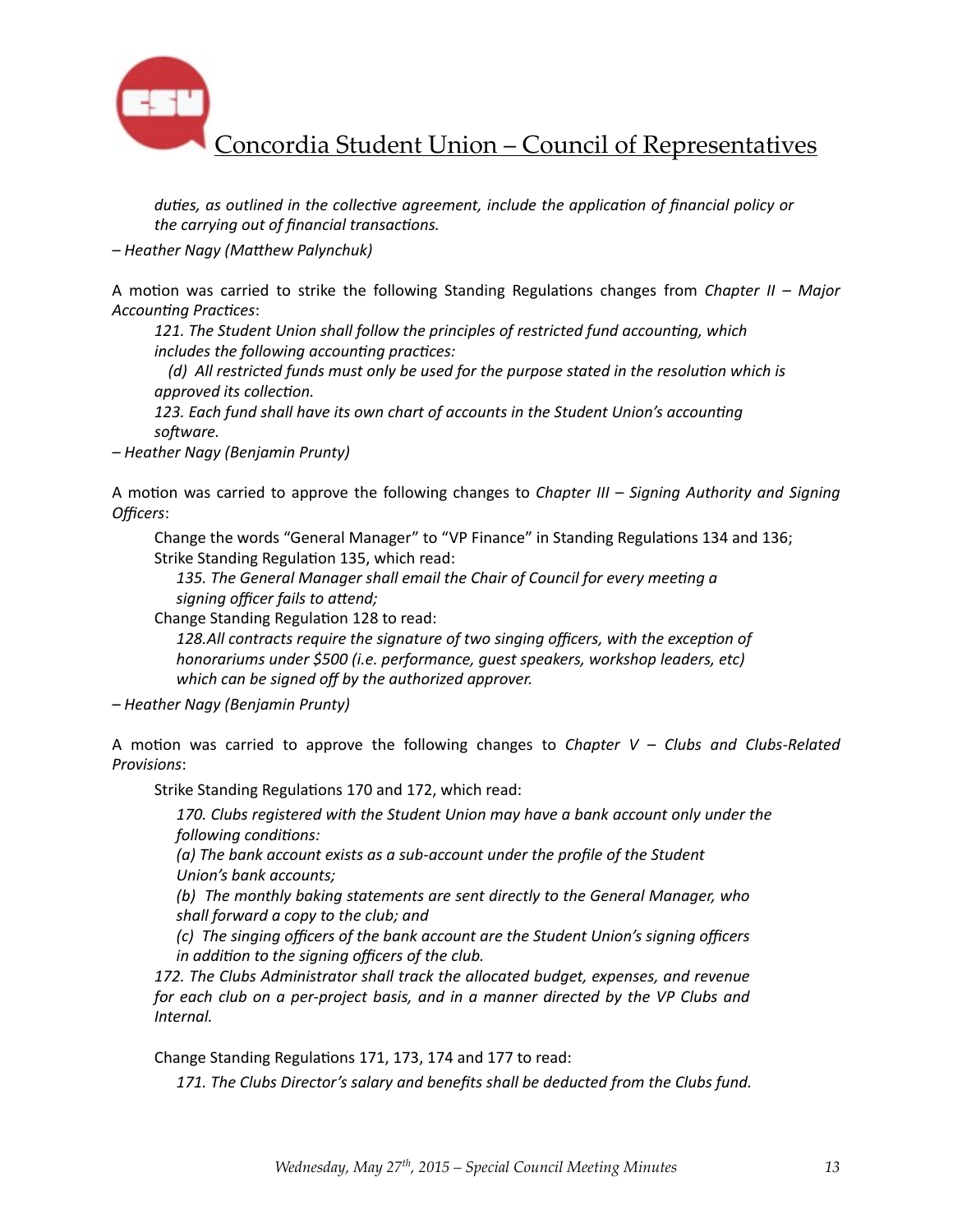*duties, as outlined in the collective agreement, include the application of financial policy or the carrying out of financial transactions.*

*– Heather Nagy (Matthew Palynchuk)*

A motion was carried to strike the following Standing Regulations changes from *Chapter II – Major Accounting Practices*:

> *121. The Student Union shall follow the principles of restricted fund accounting, which includes the following accounting practices:*
>
> *(d) All restricted funds must only be used for the purpose stated in the resolution which is approved its collection.*
>
> *123. Each fund shall have its own chart of accounts in the Student Union's accounting software.*

*– Heather Nagy (Benjamin Prunty)*

A motion was carried to approve the following changes to *Chapter III – Signing Authority and Signing Officers*:

> Change the words "General Manager" to "VP Finance" in Standing Regulations 134 and 136;
>
> Strike Standing Regulation 135, which read:
>
> > *135. The General Manager shall email the Chair of Council for every meeting a signing officer fails to attend;*
>
> Change Standing Regulation 128 to read:
>
> > *128.All contracts require the signature of two singing officers, with the exception of honorariums under $500 (i.e. performance, guest speakers, workshop leaders, etc) which can be signed off by the authorized approver.*

*– Heather Nagy (Benjamin Prunty)*

A motion was carried to approve the following changes to *Chapter V – Clubs and Clubs-Related Provisions*:

> Strike Standing Regulations 170 and 172, which read:
>
> > *170. Clubs registered with the Student Union may have a bank account only under the following conditions:*
> >
> > *(a) The bank account exists as a sub-account under the profile of the Student Union's bank accounts;*
> >
> > *(b) The monthly baking statements are sent directly to the General Manager, who shall forward a copy to the club; and*
> >
> > *(c) The singing officers of the bank account are the Student Union's signing officers in addition to the signing officers of the club.*
>
> *172. The Clubs Administrator shall track the allocated budget, expenses, and revenue for each club on a per-project basis, and in a manner directed by the VP Clubs and Internal.*
>
> Change Standing Regulations 171, 173, 174 and 177 to read:
>
> > *171. The Clubs Director's salary and benefits shall be deducted from the Clubs fund.*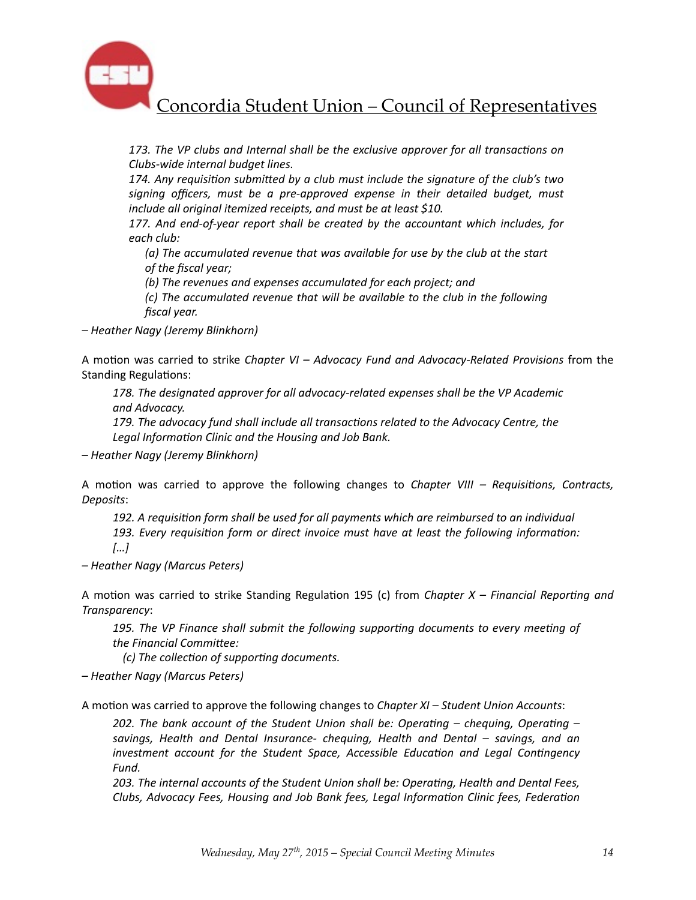*173. The VP clubs and Internal shall be the exclusive approver for all transactions on Clubs-wide internal budget lines.*
*174. Any requisition submitted by a club must include the signature of the club's two signing officers, must be a pre-approved expense in their detailed budget, must include all original itemized receipts, and must be at least $10.*
*177. And end-of-year report shall be created by the accountant which includes, for each club:*

*(a) The accumulated revenue that was available for use by the club at the start of the fiscal year;*
*(b) The revenues and expenses accumulated for each project; and*
*(c) The accumulated revenue that will be available to the club in the following fiscal year.*

*– Heather Nagy (Jeremy Blinkhorn)*

A motion was carried to strike *Chapter VI – Advocacy Fund and Advocacy-Related Provisions* from the Standing Regulations:

*178. The designated approver for all advocacy-related expenses shall be the VP Academic and Advocacy.*
*179. The advocacy fund shall include all transactions related to the Advocacy Centre, the Legal Information Clinic and the Housing and Job Bank.*

*– Heather Nagy (Jeremy Blinkhorn)*

A motion was carried to approve the following changes to *Chapter VIII – Requisitions, Contracts, Deposits*:

*192. A requisition form shall be used for all payments which are reimbursed to an individual*
*193. Every requisition form or direct invoice must have at least the following information: […]*

*– Heather Nagy (Marcus Peters)*

A motion was carried to strike Standing Regulation 195 (c) from *Chapter X – Financial Reporting and Transparency*:

*195. The VP Finance shall submit the following supporting documents to every meeting of the Financial Committee:*

*(c) The collection of supporting documents.*

*– Heather Nagy (Marcus Peters)*

A motion was carried to approve the following changes to *Chapter XI – Student Union Accounts*:

*202. The bank account of the Student Union shall be: Operating – chequing, Operating – savings, Health and Dental Insurance- chequing, Health and Dental – savings, and an investment account for the Student Space, Accessible Education and Legal Contingency Fund.*
*203. The internal accounts of the Student Union shall be: Operating, Health and Dental Fees, Clubs, Advocacy Fees, Housing and Job Bank fees, Legal Information Clinic fees, Federation*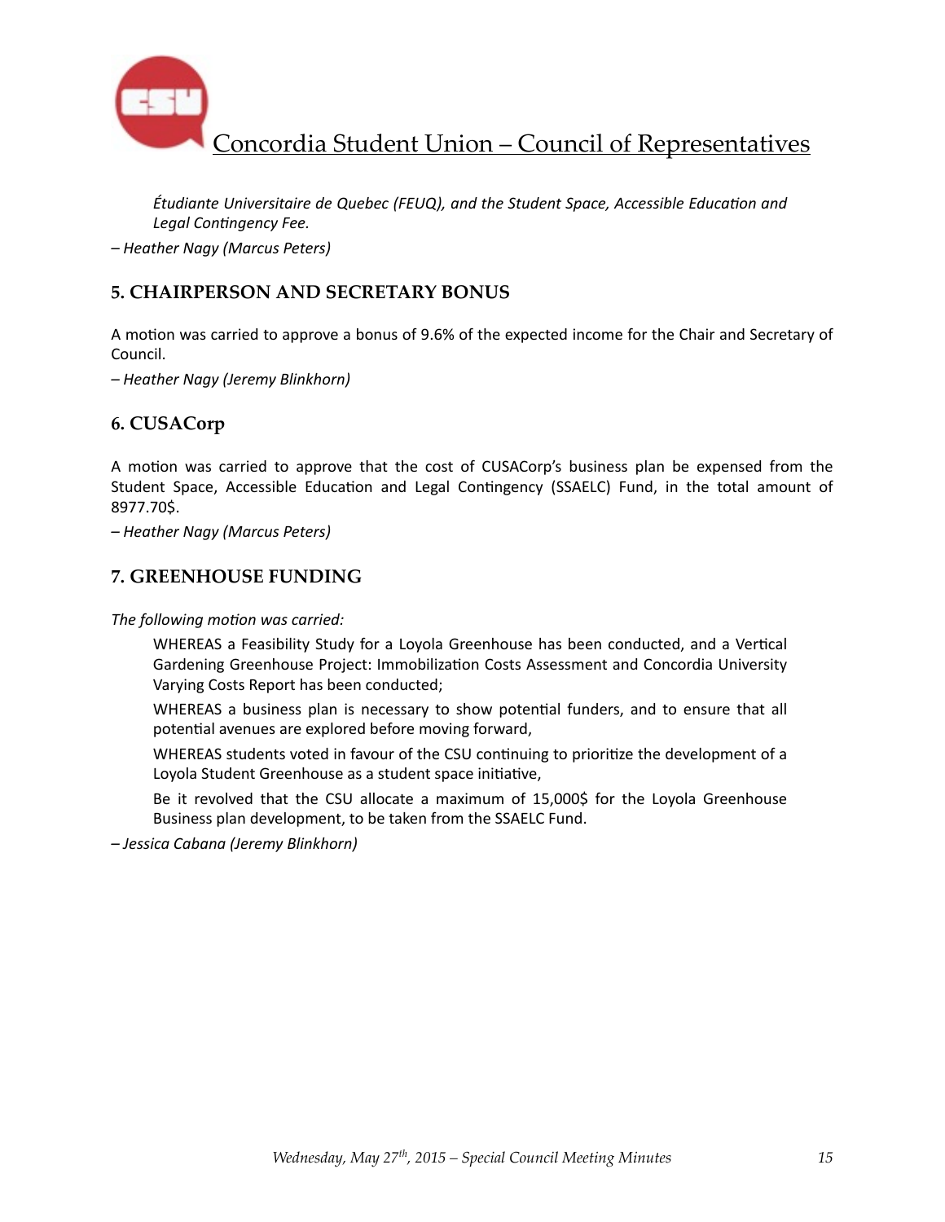*Étudiante Universitaire de Quebec (FEUQ), and the Student Space, Accessible Education and Legal Contingency Fee.*

*– Heather Nagy (Marcus Peters)*

## 5. CHAIRPERSON AND SECRETARY BONUS

A motion was carried to approve a bonus of 9.6% of the expected income for the Chair and Secretary of Council.

*– Heather Nagy (Jeremy Blinkhorn)*

## 6. CUSACorp

A motion was carried to approve that the cost of CUSACorp's business plan be expensed from the Student Space, Accessible Education and Legal Contingency (SSAELC) Fund, in the total amount of 8977.70$.

*– Heather Nagy (Marcus Peters)*

## 7. GREENHOUSE FUNDING

*The following motion was carried:*

WHEREAS a Feasibility Study for a Loyola Greenhouse has been conducted, and a Vertical Gardening Greenhouse Project: Immobilization Costs Assessment and Concordia University Varying Costs Report has been conducted;

WHEREAS a business plan is necessary to show potential funders, and to ensure that all potential avenues are explored before moving forward,

WHEREAS students voted in favour of the CSU continuing to prioritize the development of a Loyola Student Greenhouse as a student space initiative,

Be it revolved that the CSU allocate a maximum of 15,000$ for the Loyola Greenhouse Business plan development, to be taken from the SSAELC Fund.

*– Jessica Cabana (Jeremy Blinkhorn)*